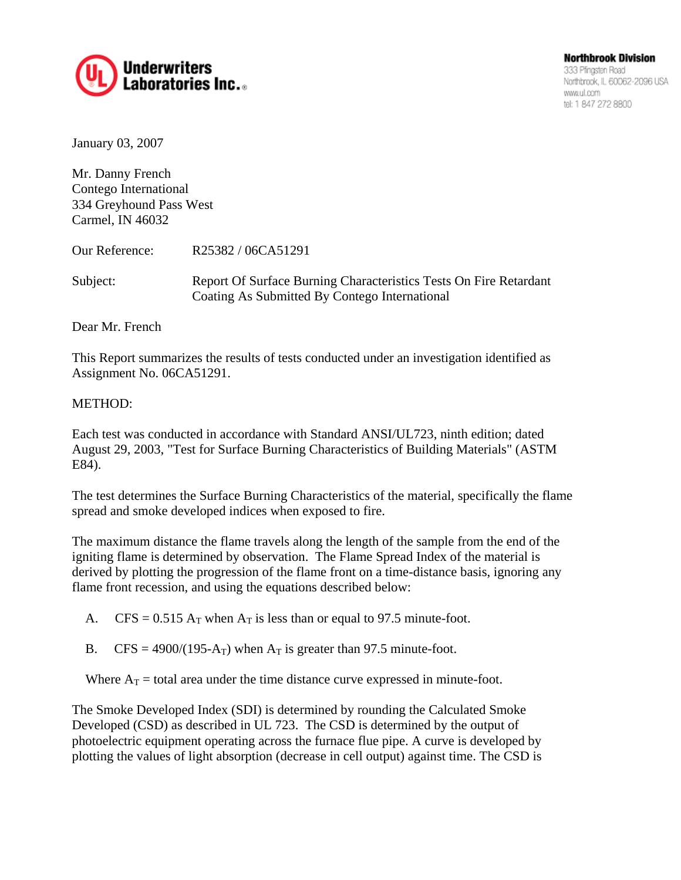**Underwriters Laboratories Inc.**

**Northbrook Division**
333 Pfingsten Road
Northbrook, IL 60062-2096 USA
www.ul.com
tel: 1 847 272 8800

January 03, 2007

Mr. Danny French
Contego International
334 Greyhound Pass West
Carmel, IN 46032

Our Reference: R25382 / 06CA51291

Subject: Report Of Surface Burning Characteristics Tests On Fire Retardant Coating As Submitted By Contego International

Dear Mr. French

This Report summarizes the results of tests conducted under an investigation identified as Assignment No. 06CA51291.

METHOD:

Each test was conducted in accordance with Standard ANSI/UL723, ninth edition; dated August 29, 2003, "Test for Surface Burning Characteristics of Building Materials" (ASTM E84).

The test determines the Surface Burning Characteristics of the material, specifically the flame spread and smoke developed indices when exposed to fire.

The maximum distance the flame travels along the length of the sample from the end of the igniting flame is determined by observation. The Flame Spread Index of the material is derived by plotting the progression of the flame front on a time-distance basis, ignoring any flame front recession, and using the equations described below:

A. CFS = 0.515 $A_T$ when $A_T$ is less than or equal to 97.5 minute-foot.

B. CFS = 4900/(195-$A_T$) when $A_T$ is greater than 97.5 minute-foot.

Where $A_T$ = total area under the time distance curve expressed in minute-foot.

The Smoke Developed Index (SDI) is determined by rounding the Calculated Smoke Developed (CSD) as described in UL 723. The CSD is determined by the output of photoelectric equipment operating across the furnace flue pipe. A curve is developed by plotting the values of light absorption (decrease in cell output) against time. The CSD is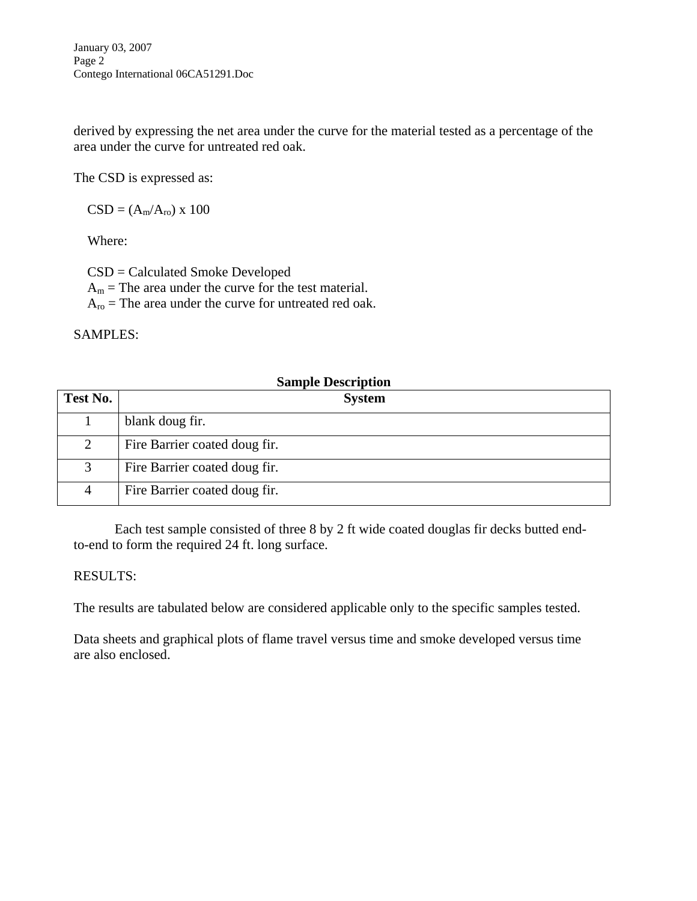derived by expressing the net area under the curve for the material tested as a percentage of the area under the curve for untreated red oak.

The CSD is expressed as:

$$CSD = (A_m/A_{ro}) \times 100$$

Where:

CSD = Calculated Smoke Developed
$A_m$ = The area under the curve for the test material.
$A_{ro}$ = The area under the curve for untreated red oak.

SAMPLES:

**Sample Description**

| Test No. | System |
|---|---|
| 1 | blank doug fir. |
| 2 | Fire Barrier coated doug fir. |
| 3 | Fire Barrier coated doug fir. |
| 4 | Fire Barrier coated doug fir. |

Each test sample consisted of three 8 by 2 ft wide coated douglas fir decks butted end-to-end to form the required 24 ft. long surface.

RESULTS:

The results are tabulated below are considered applicable only to the specific samples tested.

Data sheets and graphical plots of flame travel versus time and smoke developed versus time are also enclosed.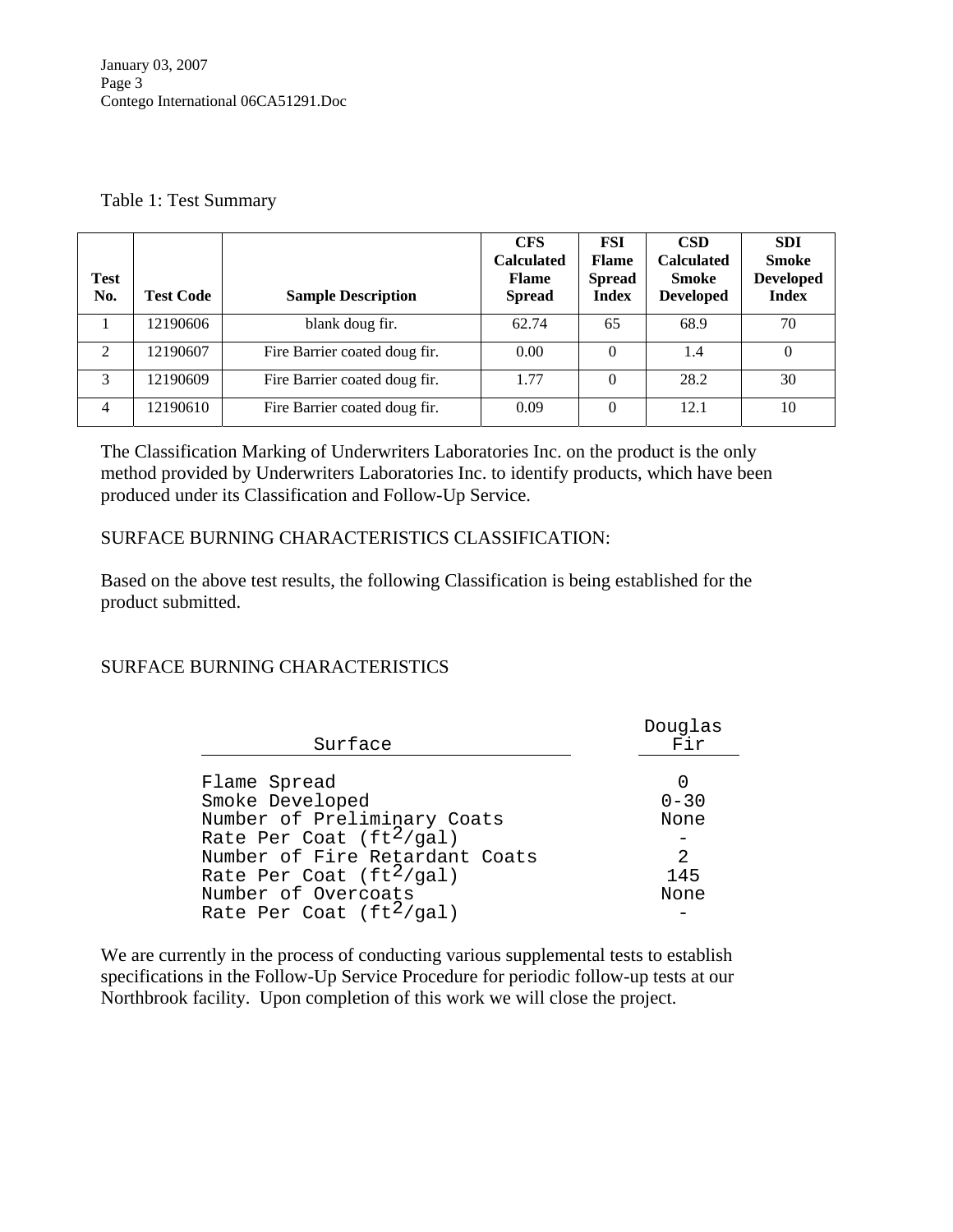Table 1: Test Summary

| Test No. | Test Code | Sample Description | CFS Calculated Flame Spread | FSI Flame Spread Index | CSD Calculated Smoke Developed | SDI Smoke Developed Index |
|---|---|---|---|---|---|---|
| 1 | 12190606 | blank doug fir. | 62.74 | 65 | 68.9 | 70 |
| 2 | 12190607 | Fire Barrier coated doug fir. | 0.00 | 0 | 1.4 | 0 |
| 3 | 12190609 | Fire Barrier coated doug fir. | 1.77 | 0 | 28.2 | 30 |
| 4 | 12190610 | Fire Barrier coated doug fir. | 0.09 | 0 | 12.1 | 10 |

The Classification Marking of Underwriters Laboratories Inc. on the product is the only method provided by Underwriters Laboratories Inc. to identify products, which have been produced under its Classification and Follow-Up Service.

SURFACE BURNING CHARACTERISTICS CLASSIFICATION:

Based on the above test results, the following Classification is being established for the product submitted.

SURFACE BURNING CHARACTERISTICS

| Surface | Douglas Fir |
|---|---|
| Flame Spread | 0 |
| Smoke Developed | 0-30 |
| Number of Preliminary Coats | None |
| Rate Per Coat ($ft^2$/gal) | - |
| Number of Fire Retardant Coats | 2 |
| Rate Per Coat ($ft^2$/gal) | 145 |
| Number of Overcoats | None |
| Rate Per Coat ($ft^2$/gal) | - |

We are currently in the process of conducting various supplemental tests to establish specifications in the Follow-Up Service Procedure for periodic follow-up tests at our Northbrook facility. Upon completion of this work we will close the project.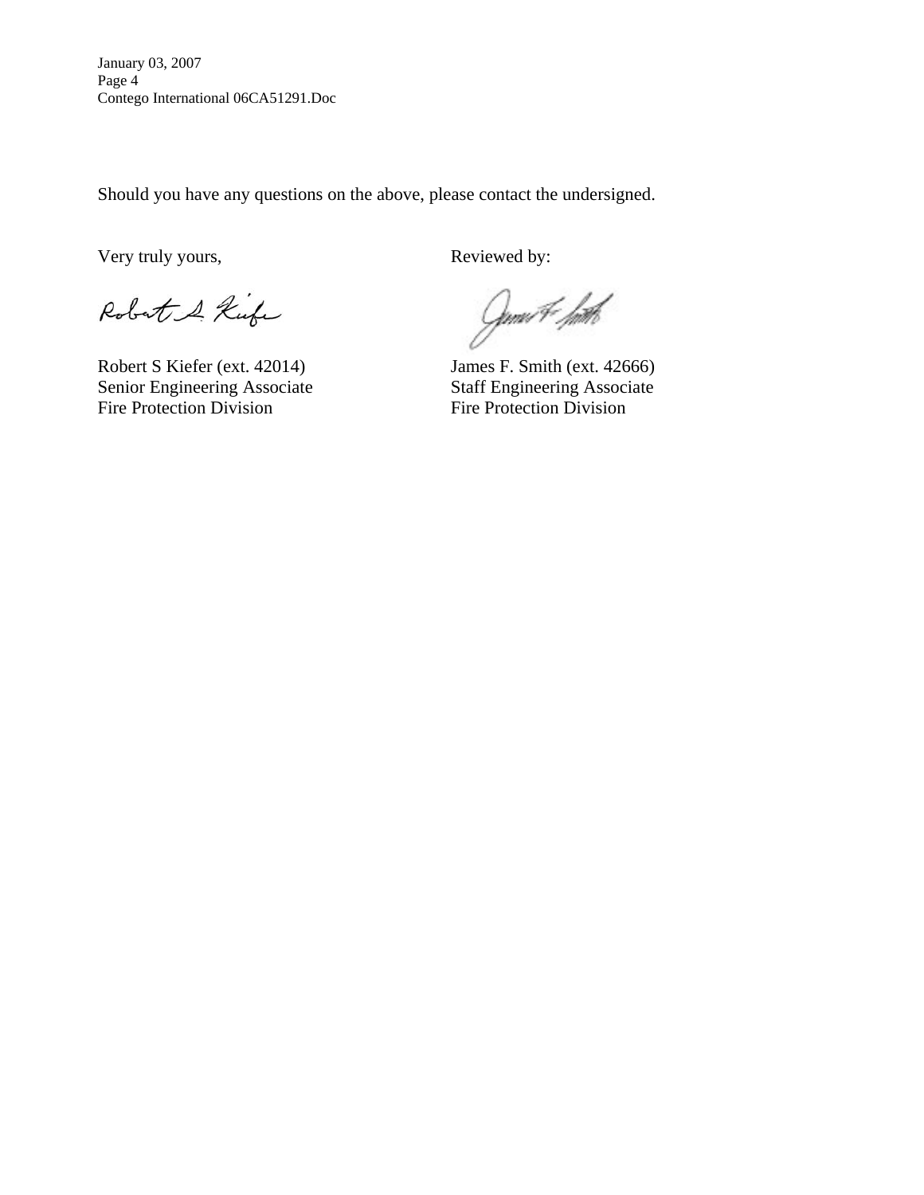Should you have any questions on the above, please contact the undersigned.

| Very truly yours, | Reviewed by: |
|---|---|
| Robert S Kiefer (ext. 42014) | James F. Smith (ext. 42666) |
| Senior Engineering Associate | Staff Engineering Associate |
| Fire Protection Division | Fire Protection Division |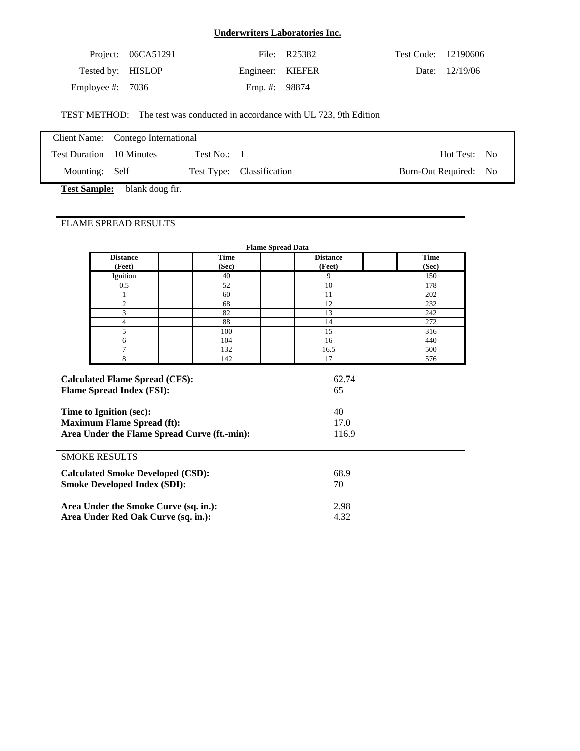**Underwriters Laboratories Inc.**

| | | | | | |
|---|---|---|---|---|---|
| Project: | 06CA51291 | File: | R25382 | Test Code: | 12190606 |
| Tested by: | HISLOP | Engineer: | KIEFER | Date: | 12/19/06 |
| Employee #: | 7036 | Emp. #: | 98874 | | |

TEST METHOD: The test was conducted in accordance with UL 723, 9th Edition

| | | | | | |
|---|---|---|---|---|---|
| Client Name: | Contego International | | | | |
| Test Duration | 10 Minutes | Test No.: | 1 | Hot Test: | No |
| Mounting: | Self | Test Type: | Classification | Burn-Out Required: | No |

**Test Sample:** blank doug fir.

FLAME SPREAD RESULTS

**Flame Spread Data**

| Distance (Feet) | | Time (Sec) | | Distance (Feet) | | Time (Sec) |
|---|---|---|---|---|---|---|
| Ignition | | 40 | | 9 | | 150 |
| 0.5 | | 52 | | 10 | | 178 |
| 1 | | 60 | | 11 | | 202 |
| 2 | | 68 | | 12 | | 232 |
| 3 | | 82 | | 13 | | 242 |
| 4 | | 88 | | 14 | | 272 |
| 5 | | 100 | | 15 | | 316 |
| 6 | | 104 | | 16 | | 440 |
| 7 | | 132 | | 16.5 | | 500 |
| 8 | | 142 | | 17 | | 576 |

| | |
|---|---|
| **Calculated Flame Spread (CFS):** | 62.74 |
| **Flame Spread Index (FSI):** | 65 |
| **Time to Ignition (sec):** | 40 |
| **Maximum Flame Spread (ft):** | 17.0 |
| **Area Under the Flame Spread Curve (ft.-min):** | 116.9 |

SMOKE RESULTS

| | |
|---|---|
| **Calculated Smoke Developed (CSD):** | 68.9 |
| **Smoke Developed Index (SDI):** | 70 |
| **Area Under the Smoke Curve (sq. in.):** | 2.98 |
| **Area Under Red Oak Curve (sq. in.):** | 4.32 |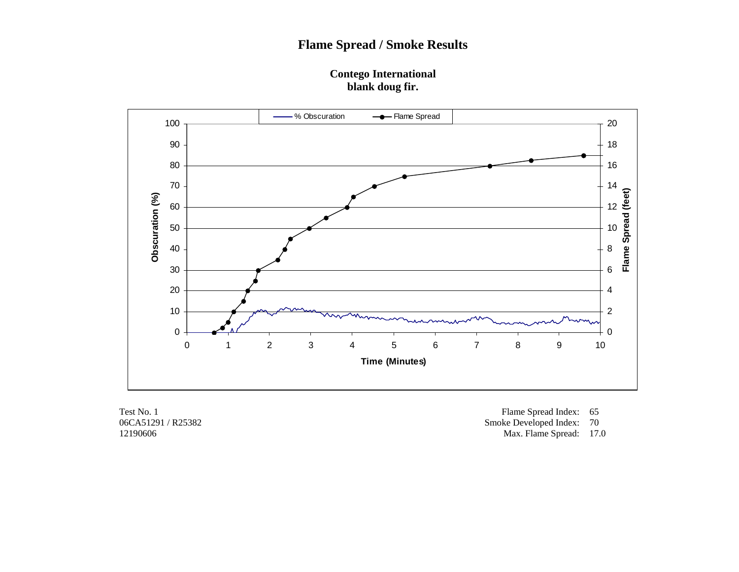# Flame Spread / Smoke Results

**Contego International**
**blank doug fir.**

Test No. 1
06CA51291 / R25382
12190606

Flame Spread Index: 65
Smoke Developed Index: 70
Max. Flame Spread: 17.0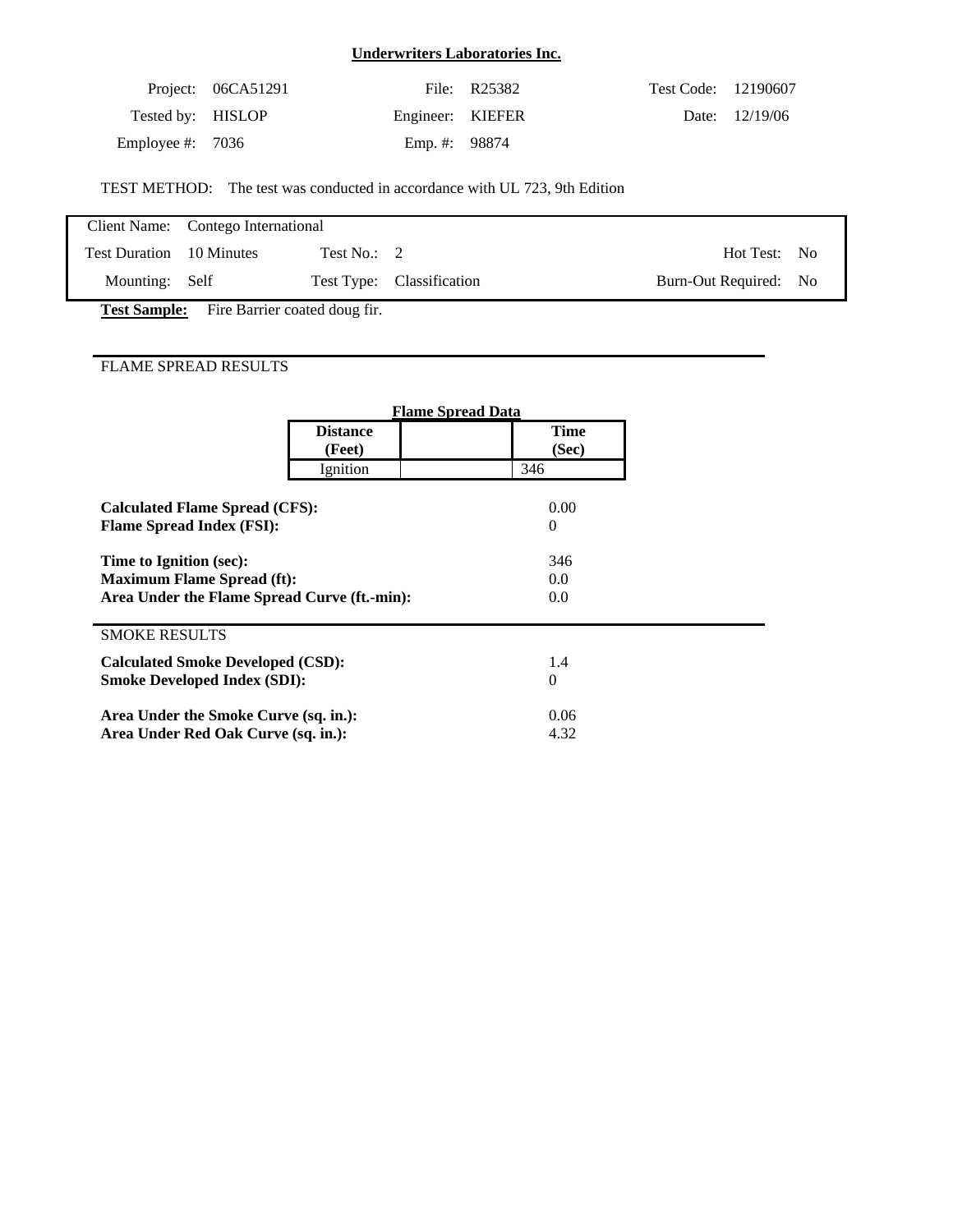**Underwriters Laboratories Inc.**

| | | | | | |
|---|---|---|---|---|---|
| Project: | 06CA51291 | File: | R25382 | Test Code: | 12190607 |
| Tested by: | HISLOP | Engineer: | KIEFER | Date: | 12/19/06 |
| Employee #: | 7036 | Emp. #: | 98874 | | |

TEST METHOD: The test was conducted in accordance with UL 723, 9th Edition

| | | | | | |
|---|---|---|---|---|---|
| Client Name: | Contego International | | | | |
| Test Duration | 10 Minutes | Test No.: | 2 | Hot Test: | No |
| Mounting: | Self | Test Type: | Classification | Burn-Out Required: | No |

**Test Sample:** Fire Barrier coated doug fir.

FLAME SPREAD RESULTS

**Flame Spread Data**

| **Distance (Feet)** | | **Time (Sec)** |
|---|---|---|
| Ignition | | 346 |

| | |
|---|---|
| **Calculated Flame Spread (CFS):** | 0.00 |
| **Flame Spread Index (FSI):** | 0 |
| **Time to Ignition (sec):** | 346 |
| **Maximum Flame Spread (ft):** | 0.0 |
| **Area Under the Flame Spread Curve (ft.-min):** | 0.0 |

SMOKE RESULTS

| | |
|---|---|
| **Calculated Smoke Developed (CSD):** | 1.4 |
| **Smoke Developed Index (SDI):** | 0 |
| **Area Under the Smoke Curve (sq. in.):** | 0.06 |
| **Area Under Red Oak Curve (sq. in.):** | 4.32 |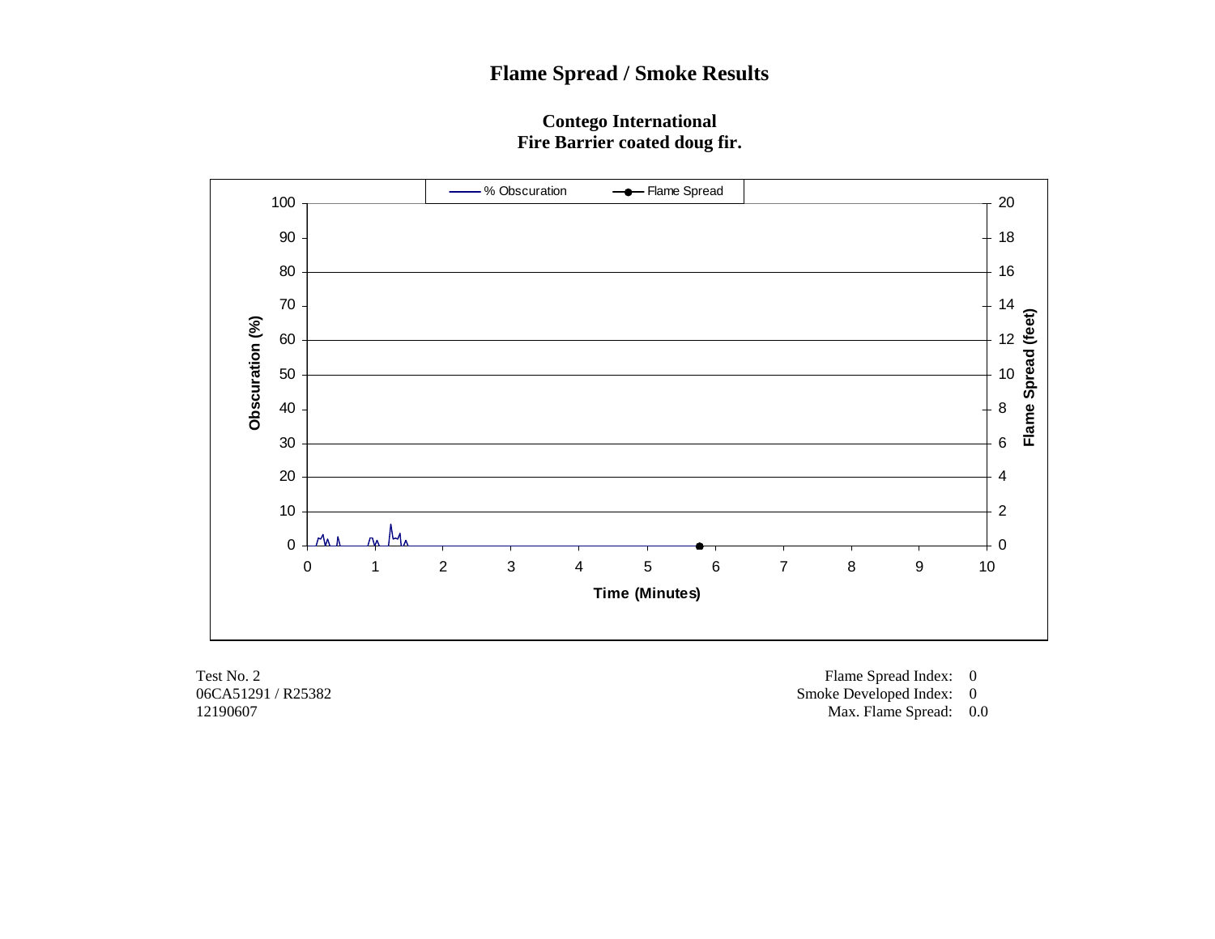# Flame Spread / Smoke Results

**Contego International**
**Fire Barrier coated doug fir.**

Test No. 2
06CA51291 / R25382
12190607

Flame Spread Index: 0
Smoke Developed Index: 0
Max. Flame Spread: 0.0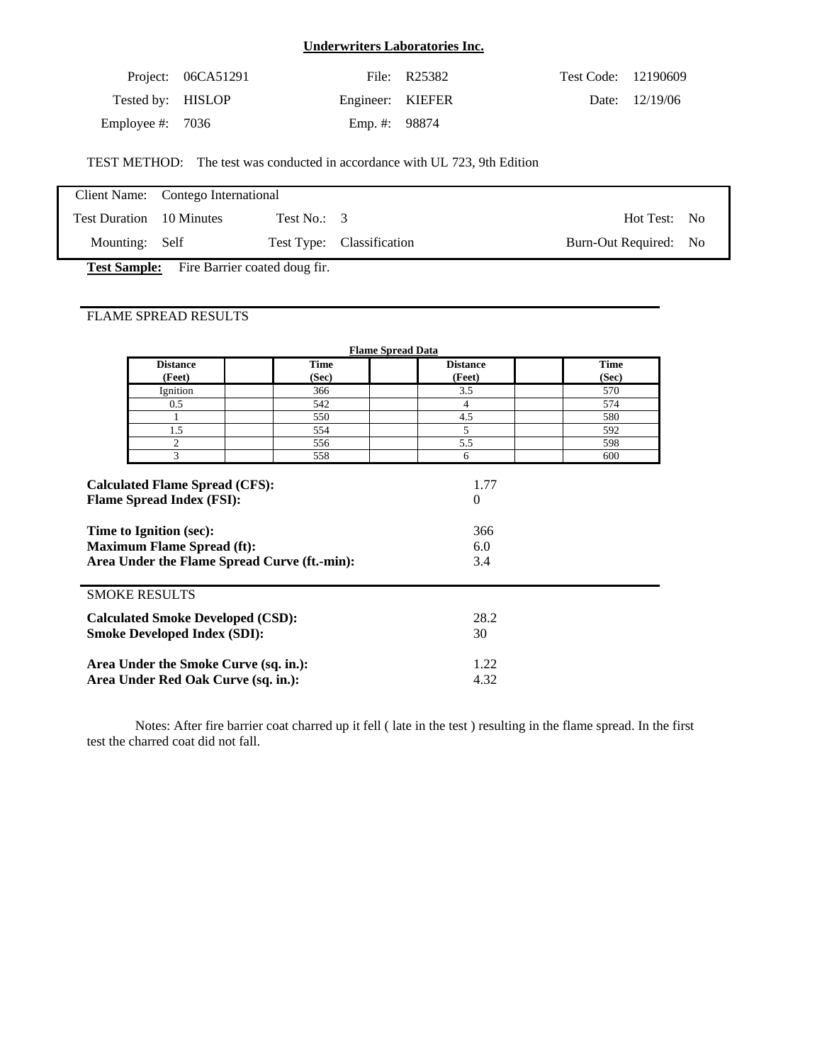## Underwriters Laboratories Inc.

| | | | | | |
|---|---|---|---|---|---|
| Project: | 06CA51291 | File: | R25382 | Test Code: | 12190609 |
| Tested by: | HISLOP | Engineer: | KIEFER | Date: | 12/19/06 |
| Employee #: | 7036 | Emp. #: | 98874 | | |

TEST METHOD: The test was conducted in accordance with UL 723, 9th Edition

| | | | |
|---|---|---|---|
| Client Name: Contego International | | | |
| Test Duration 10 Minutes | Test No.: 3 | | Hot Test: No |
| Mounting: Self | Test Type: Classification | | Burn-Out Required: No |

**Test Sample:** Fire Barrier coated doug fir.

FLAME SPREAD RESULTS

**Flame Spread Data**

| Distance (Feet) | | Time (Sec) | | Distance (Feet) | | Time (Sec) |
|---|---|---|---|---|---|---|
| Ignition | | 366 | | 3.5 | | 570 |
| 0.5 | | 542 | | 4 | | 574 |
| 1 | | 550 | | 4.5 | | 580 |
| 1.5 | | 554 | | 5 | | 592 |
| 2 | | 556 | | 5.5 | | 598 |
| 3 | | 558 | | 6 | | 600 |

| | |
|---|---|
| **Calculated Flame Spread (CFS):** | 1.77 |
| **Flame Spread Index (FSI):** | 0 |
| **Time to Ignition (sec):** | 366 |
| **Maximum Flame Spread (ft):** | 6.0 |
| **Area Under the Flame Spread Curve (ft.-min):** | 3.4 |

SMOKE RESULTS

| | |
|---|---|
| **Calculated Smoke Developed (CSD):** | 28.2 |
| **Smoke Developed Index (SDI):** | 30 |
| **Area Under the Smoke Curve (sq. in.):** | 1.22 |
| **Area Under Red Oak Curve (sq. in.):** | 4.32 |

Notes: After fire barrier coat charred up it fell ( late in the test ) resulting in the flame spread. In the first test the charred coat did not fall.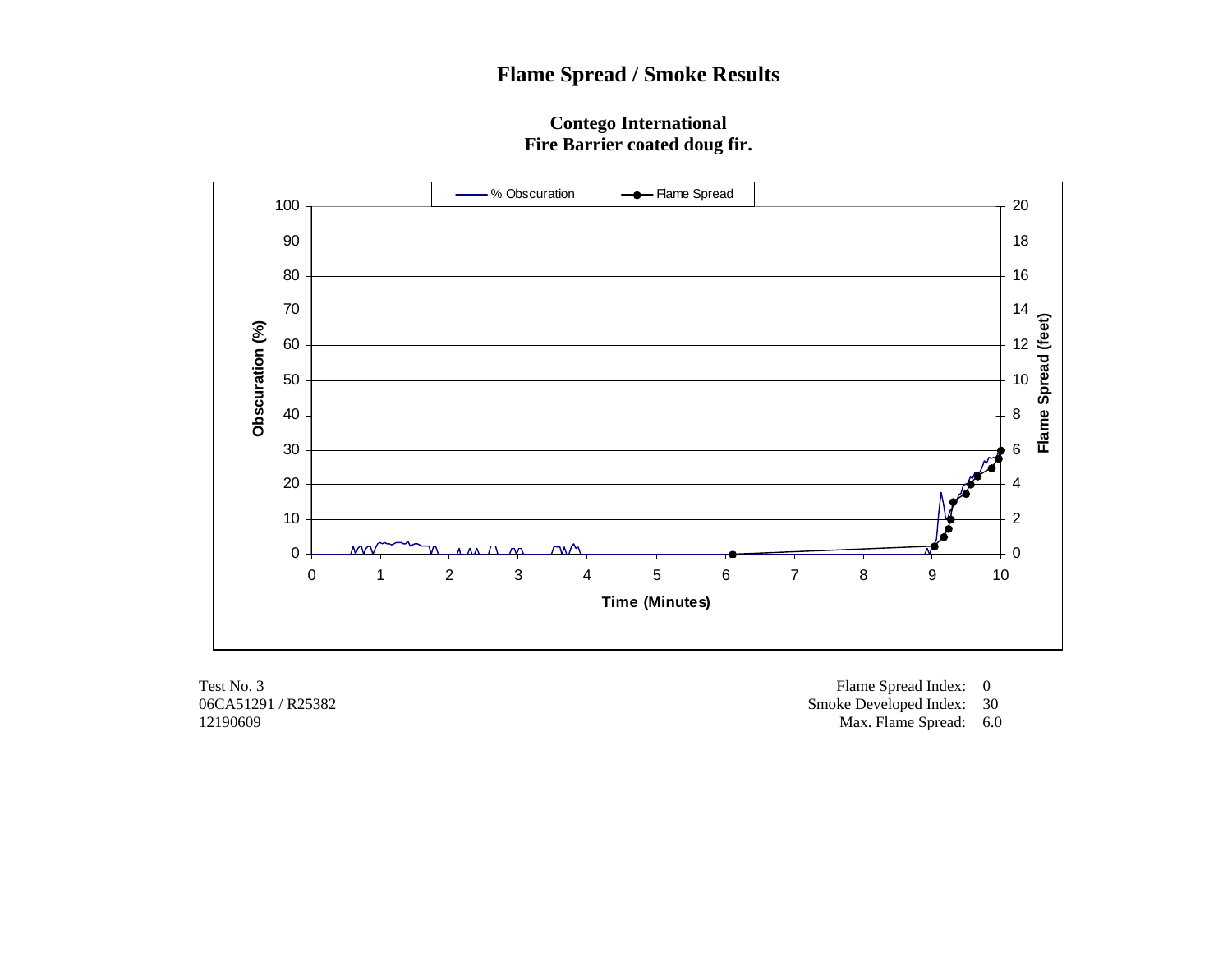# Flame Spread / Smoke Results

**Contego International**
**Fire Barrier coated doug fir.**

Test No. 3
06CA51291 / R25382
12190609

Flame Spread Index: 0
Smoke Developed Index: 30
Max. Flame Spread: 6.0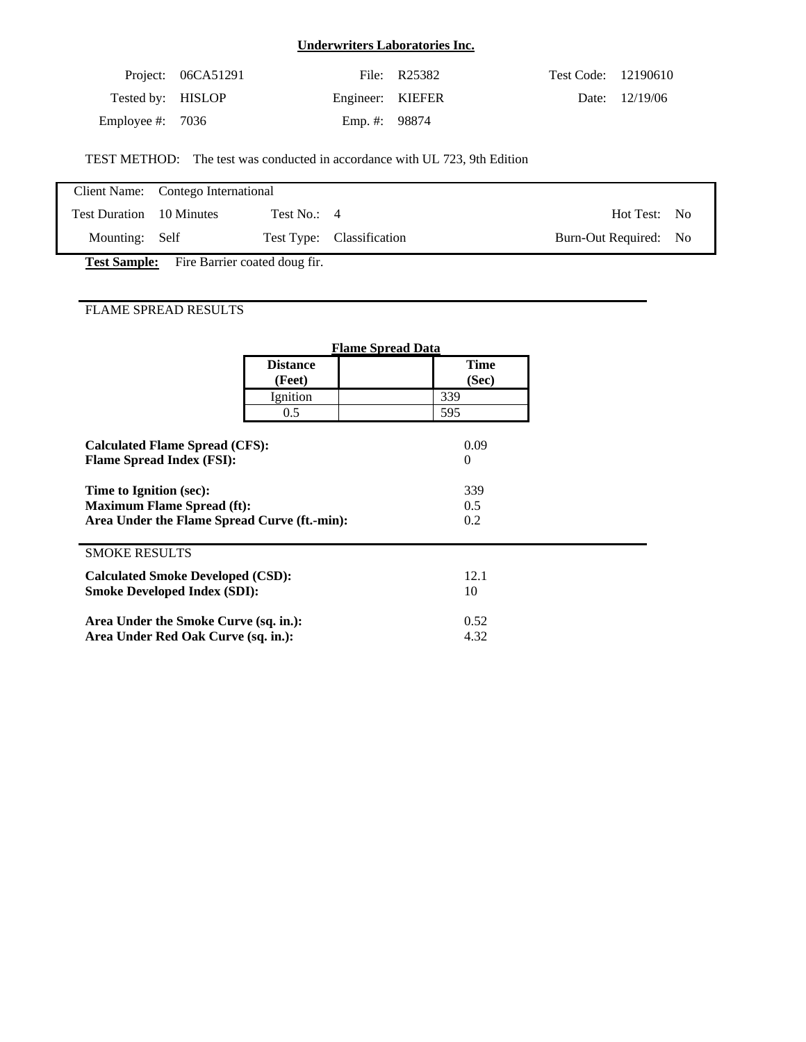**Underwriters Laboratories Inc.**

| | | | | | |
|---|---|---|---|---|---|
| Project: | 06CA51291 | File: | R25382 | Test Code: | 12190610 |
| Tested by: | HISLOP | Engineer: | KIEFER | Date: | 12/19/06 |
| Employee #: | 7036 | Emp. #: | 98874 | | |

TEST METHOD: The test was conducted in accordance with UL 723, 9th Edition

| | | | | | |
|---|---|---|---|---|---|
| Client Name: | Contego International | | | | |
| Test Duration | 10 Minutes | Test No.: | 4 | Hot Test: | No |
| Mounting: | Self | Test Type: | Classification | Burn-Out Required: | No |

**Test Sample:** Fire Barrier coated doug fir.

## FLAME SPREAD RESULTS

**Flame Spread Data**

| Distance (Feet) | | Time (Sec) |
|---|---|---|
| Ignition | | 339 |
| 0.5 | | 595 |

| | |
|---|---|
| **Calculated Flame Spread (CFS):** | 0.09 |
| **Flame Spread Index (FSI):** | 0 |
| **Time to Ignition (sec):** | 339 |
| **Maximum Flame Spread (ft):** | 0.5 |
| **Area Under the Flame Spread Curve (ft.-min):** | 0.2 |

## SMOKE RESULTS

| | |
|---|---|
| **Calculated Smoke Developed (CSD):** | 12.1 |
| **Smoke Developed Index (SDI):** | 10 |
| **Area Under the Smoke Curve (sq. in.):** | 0.52 |
| **Area Under Red Oak Curve (sq. in.):** | 4.32 |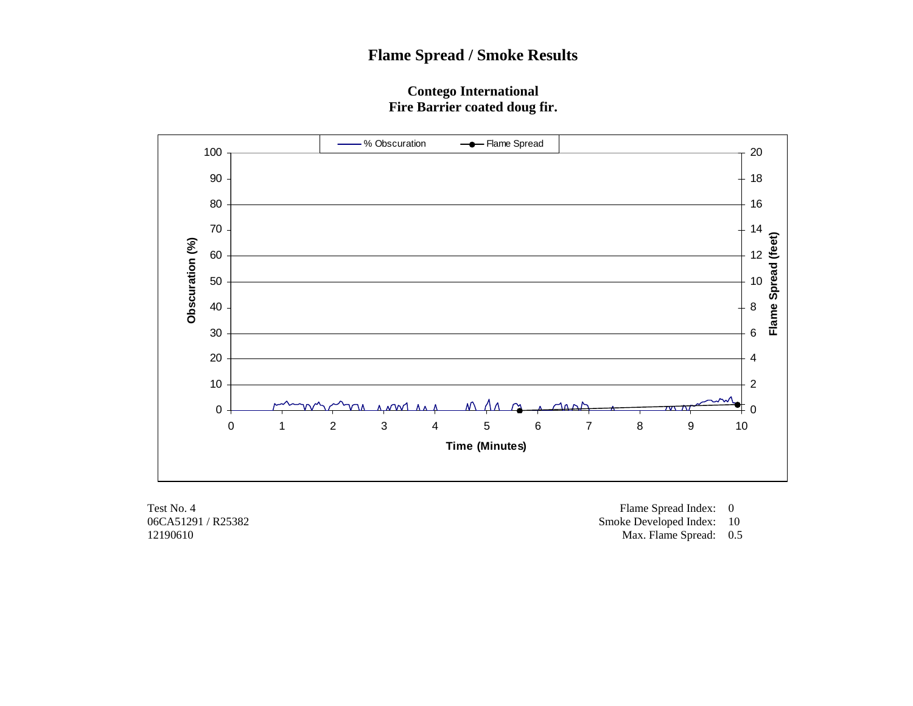# Flame Spread / Smoke Results

**Contego International**
**Fire Barrier coated doug fir.**

% Obscuration
Flame Spread

Obscuration (%)
100
90
80
70
60
50
40
30
20
10
0

Flame Spread (feet)
20
18
16
14
12
10
8
6
4
2
0

0 1 2 3 4 5 6 7 8 9 10

Time (Minutes)

Test No. 4
06CA51291 / R25382
12190610

Flame Spread Index: 0
Smoke Developed Index: 10
Max. Flame Spread: 0.5